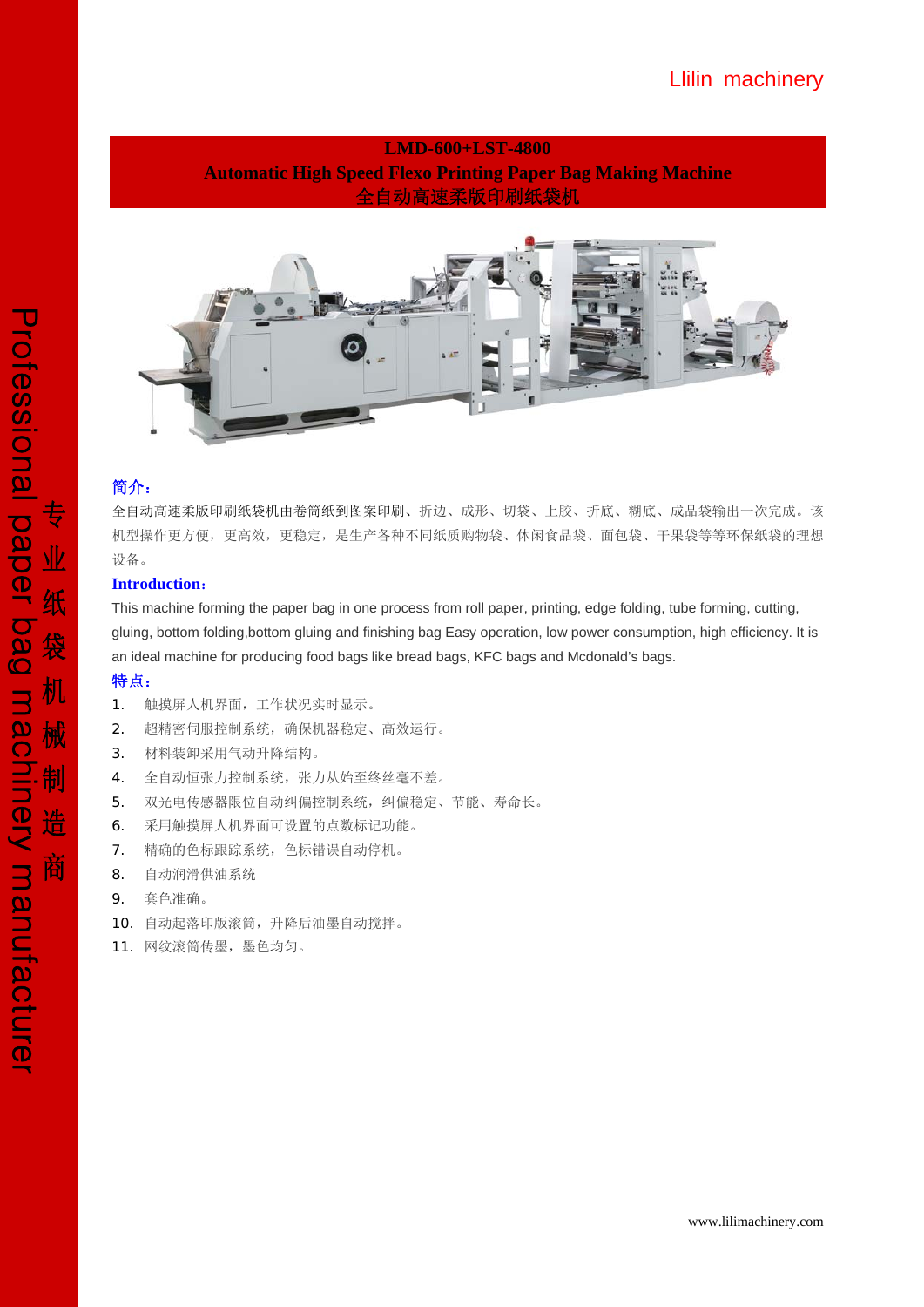Llilin machinery

# LMD-600+LST-4800
# Automatic High Speed Flexo Printing Paper Bag Making Machine
# 全自动高速柔版印刷纸袋机

Professional paper bag machinery manufacturer

专业纸袋机械制造商

## 简介：

全自动高速柔版印刷纸袋机由卷筒纸到图案印刷、折边、成形、切袋、上胶、折底、糊底、成品袋输出一次完成。该机型操作更方便，更高效，更稳定，是生产各种不同纸质购物袋、休闲食品袋、面包袋、干果袋等等环保纸袋的理想设备。

## Introduction:

This machine forming the paper bag in one process from roll paper, printing, edge folding, tube forming, cutting, gluing, bottom folding,bottom gluing and finishing bag Easy operation, low power consumption, high efficiency. It is an ideal machine for producing food bags like bread bags, KFC bags and Mcdonald's bags.

## 特点：

1. 触摸屏人机界面，工作状况实时显示。
2. 超精密伺服控制系统，确保机器稳定、高效运行。
3. 材料装卸采用气动升降结构。
4. 全自动恒张力控制系统，张力从始至终丝毫不差。
5. 双光电传感器限位自动纠偏控制系统，纠偏稳定、节能、寿命长。
6. 采用触摸屏人机界面可设置的点数标记功能。
7. 精确的色标跟踪系统，色标错误自动停机。
8. 自动润滑供油系统
9. 套色准确。
10. 自动起落印版滚筒，升降后油墨自动搅拌。
11. 网纹滚筒传墨，墨色均匀。

www.lilimachinery.com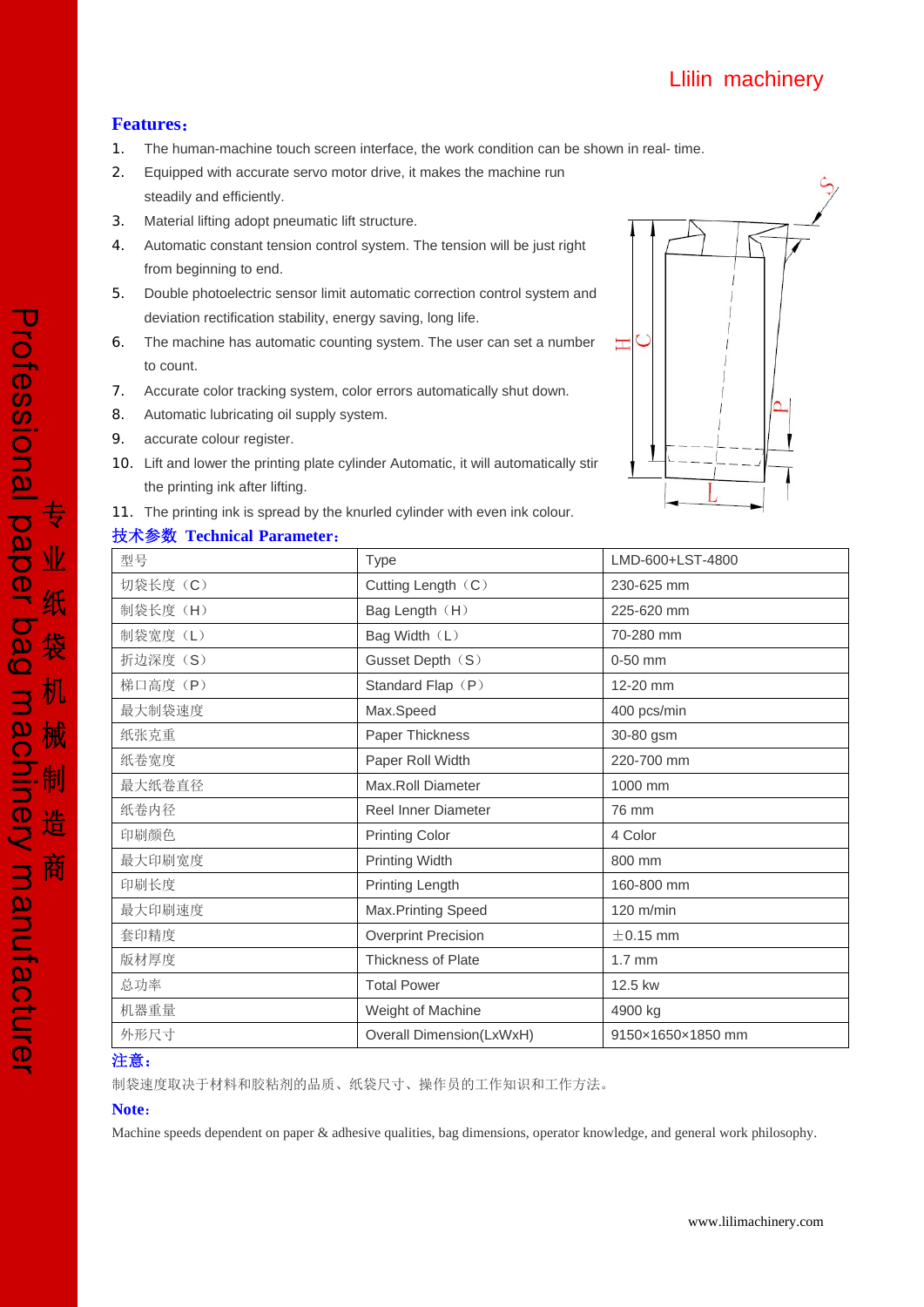## Features：

1. The human-machine touch screen interface, the work condition can be shown in real- time.
2. Equipped with accurate servo motor drive, it makes the machine run steadily and efficiently.
3. Material lifting adopt pneumatic lift structure.
4. Automatic constant tension control system. The tension will be just right from beginning to end.
5. Double photoelectric sensor limit automatic correction control system and deviation rectification stability, energy saving, long life.
6. The machine has automatic counting system. The user can set a number to count.
7. Accurate color tracking system, color errors automatically shut down.
8. Automatic lubricating oil supply system.
9. accurate colour register.
10. Lift and lower the printing plate cylinder Automatic, it will automatically stir the printing ink after lifting.
11. The printing ink is spread by the knurled cylinder with even ink colour.

## 技术参数 Technical Parameter：

| | | |
|---|---|---|
| 型号 | Type | LMD-600+LST-4800 |
| 切袋长度（C） | Cutting Length（C） | 230-625 mm |
| 制袋长度（H） | Bag Length（H） | 225-620 mm |
| 制袋宽度（L） | Bag Width（L） | 70-280 mm |
| 折边深度（S） | Gusset Depth（S） | 0-50 mm |
| 梯口高度（P） | Standard Flap（P） | 12-20 mm |
| 最大制袋速度 | Max.Speed | 400 pcs/min |
| 纸张克重 | Paper Thickness | 30-80 gsm |
| 纸卷宽度 | Paper Roll Width | 220-700 mm |
| 最大纸卷直径 | Max.Roll Diameter | 1000 mm |
| 纸卷内径 | Reel Inner Diameter | 76 mm |
| 印刷颜色 | Printing Color | 4 Color |
| 最大印刷宽度 | Printing Width | 800 mm |
| 印刷长度 | Printing Length | 160-800 mm |
| 最大印刷速度 | Max.Printing Speed | 120 m/min |
| 套印精度 | Overprint Precision | ±0.15 mm |
| 版材厚度 | Thickness of Plate | 1.7 mm |
| 总功率 | Total Power | 12.5 kw |
| 机器重量 | Weight of Machine | 4900 kg |
| 外形尺寸 | Overall Dimension(LxWxH) | 9150×1650×1850 mm |

**注意：**

制袋速度取决于材料和胶粘剂的品质、纸袋尺寸、操作员的工作知识和工作方法。

**Note:**

Machine speeds dependent on paper & adhesive qualities, bag dimensions, operator knowledge, and general work philosophy.